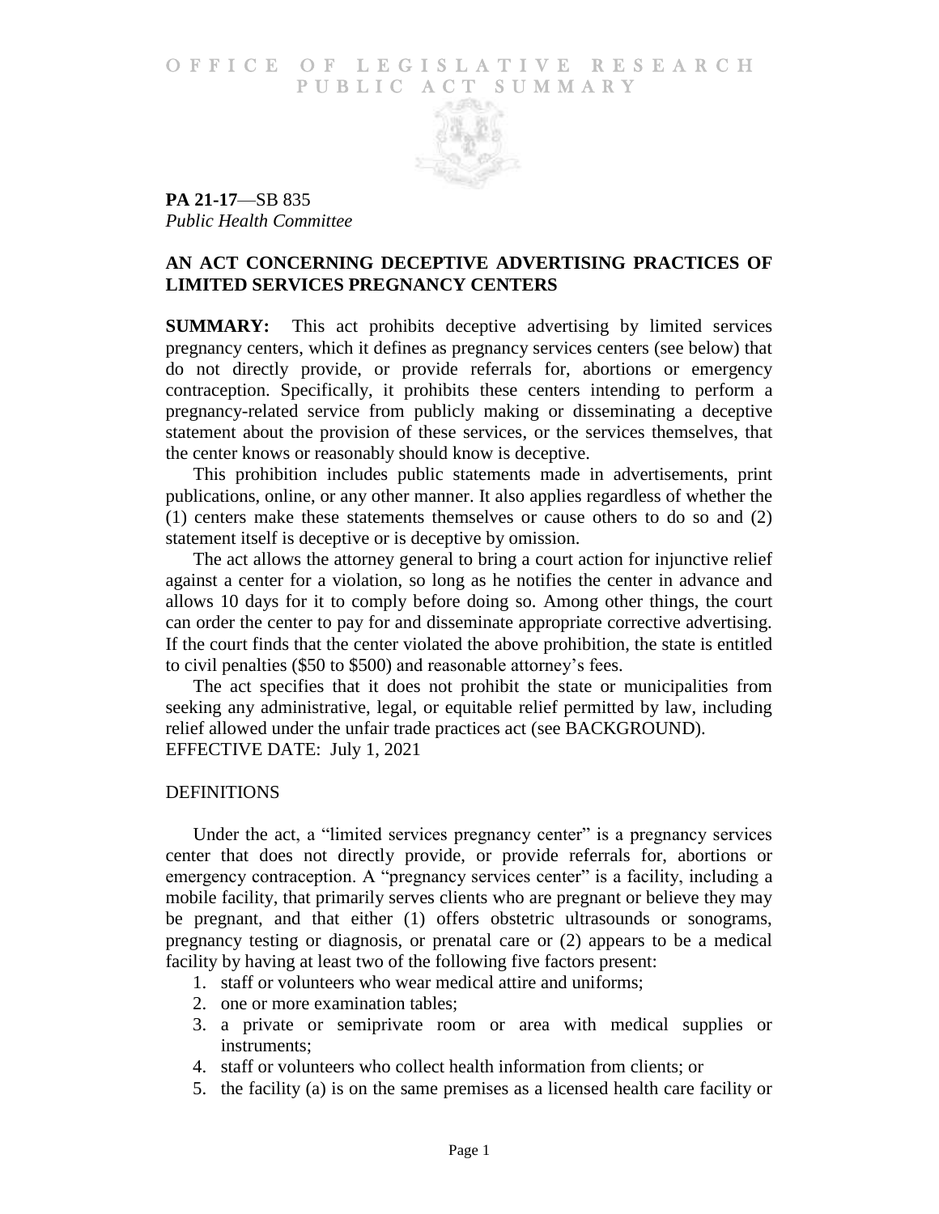# OFFICE OF LEGISLATIVE RESEARCH
# PUBLIC ACT SUMMARY

**PA 21-17**—SB 835
*Public Health Committee*

## AN ACT CONCERNING DECEPTIVE ADVERTISING PRACTICES OF LIMITED SERVICES PREGNANCY CENTERS

**SUMMARY:** This act prohibits deceptive advertising by limited services pregnancy centers, which it defines as pregnancy services centers (see below) that do not directly provide, or provide referrals for, abortions or emergency contraception. Specifically, it prohibits these centers intending to perform a pregnancy-related service from publicly making or disseminating a deceptive statement about the provision of these services, or the services themselves, that the center knows or reasonably should know is deceptive.

This prohibition includes public statements made in advertisements, print publications, online, or any other manner. It also applies regardless of whether the (1) centers make these statements themselves or cause others to do so and (2) statement itself is deceptive or is deceptive by omission.

The act allows the attorney general to bring a court action for injunctive relief against a center for a violation, so long as he notifies the center in advance and allows 10 days for it to comply before doing so. Among other things, the court can order the center to pay for and disseminate appropriate corrective advertising. If the court finds that the center violated the above prohibition, the state is entitled to civil penalties ($50 to $500) and reasonable attorney's fees.

The act specifies that it does not prohibit the state or municipalities from seeking any administrative, legal, or equitable relief permitted by law, including relief allowed under the unfair trade practices act (see BACKGROUND).
EFFECTIVE DATE: July 1, 2021

### DEFINITIONS

Under the act, a "limited services pregnancy center" is a pregnancy services center that does not directly provide, or provide referrals for, abortions or emergency contraception. A "pregnancy services center" is a facility, including a mobile facility, that primarily serves clients who are pregnant or believe they may be pregnant, and that either (1) offers obstetric ultrasounds or sonograms, pregnancy testing or diagnosis, or prenatal care or (2) appears to be a medical facility by having at least two of the following five factors present:

1. staff or volunteers who wear medical attire and uniforms;
2. one or more examination tables;
3. a private or semiprivate room or area with medical supplies or instruments;
4. staff or volunteers who collect health information from clients; or
5. the facility (a) is on the same premises as a licensed health care facility or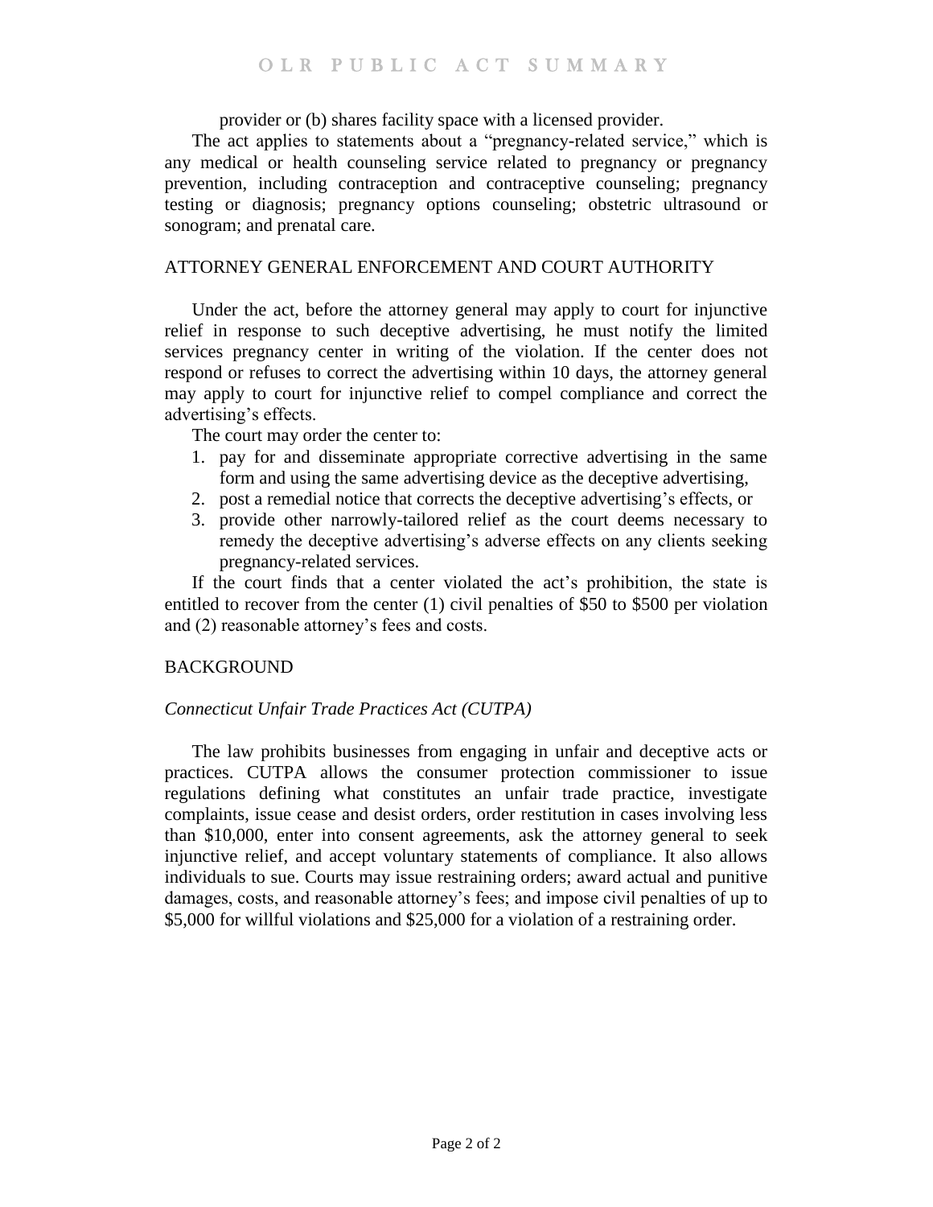provider or (b) shares facility space with a licensed provider.

The act applies to statements about a "pregnancy-related service," which is any medical or health counseling service related to pregnancy or pregnancy prevention, including contraception and contraceptive counseling; pregnancy testing or diagnosis; pregnancy options counseling; obstetric ultrasound or sonogram; and prenatal care.

## ATTORNEY GENERAL ENFORCEMENT AND COURT AUTHORITY

Under the act, before the attorney general may apply to court for injunctive relief in response to such deceptive advertising, he must notify the limited services pregnancy center in writing of the violation. If the center does not respond or refuses to correct the advertising within 10 days, the attorney general may apply to court for injunctive relief to compel compliance and correct the advertising's effects.

The court may order the center to:

1. pay for and disseminate appropriate corrective advertising in the same form and using the same advertising device as the deceptive advertising,
2. post a remedial notice that corrects the deceptive advertising's effects, or
3. provide other narrowly-tailored relief as the court deems necessary to remedy the deceptive advertising's adverse effects on any clients seeking pregnancy-related services.

If the court finds that a center violated the act's prohibition, the state is entitled to recover from the center (1) civil penalties of $50 to $500 per violation and (2) reasonable attorney's fees and costs.

## BACKGROUND

### *Connecticut Unfair Trade Practices Act (CUTPA)*

The law prohibits businesses from engaging in unfair and deceptive acts or practices. CUTPA allows the consumer protection commissioner to issue regulations defining what constitutes an unfair trade practice, investigate complaints, issue cease and desist orders, order restitution in cases involving less than $10,000, enter into consent agreements, ask the attorney general to seek injunctive relief, and accept voluntary statements of compliance. It also allows individuals to sue. Courts may issue restraining orders; award actual and punitive damages, costs, and reasonable attorney's fees; and impose civil penalties of up to $5,000 for willful violations and $25,000 for a violation of a restraining order.